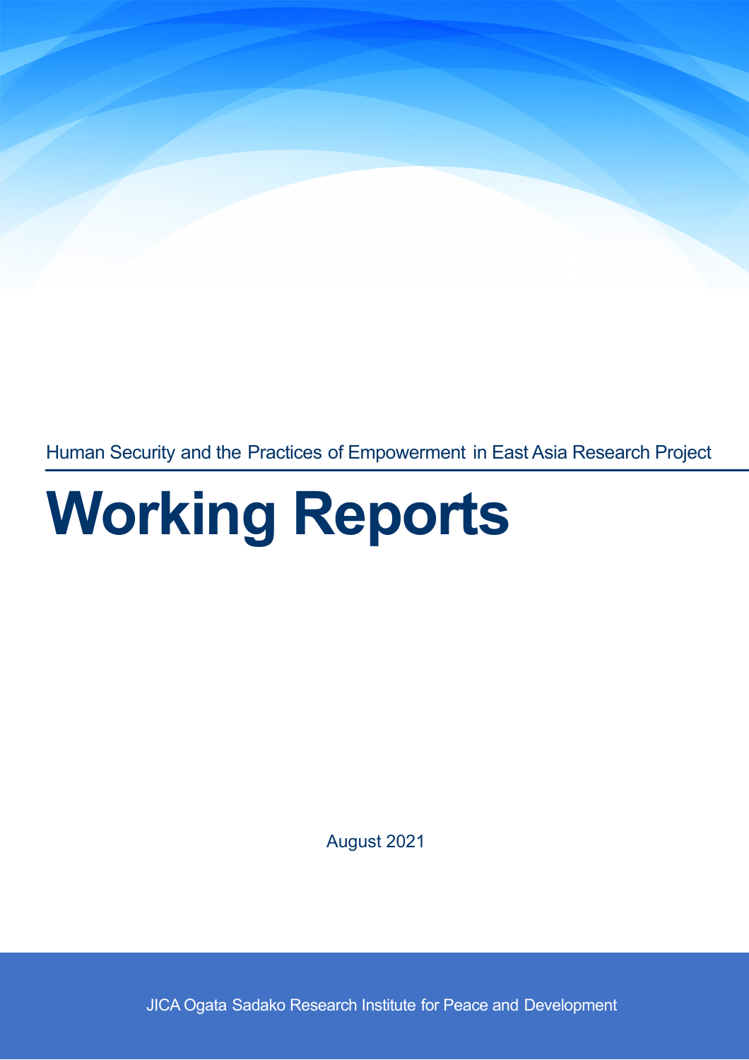Human Security and the Practices of Empowerment in East Asia Research Project

# Working Reports

August 2021

JICA Ogata Sadako Research Institute for Peace and Development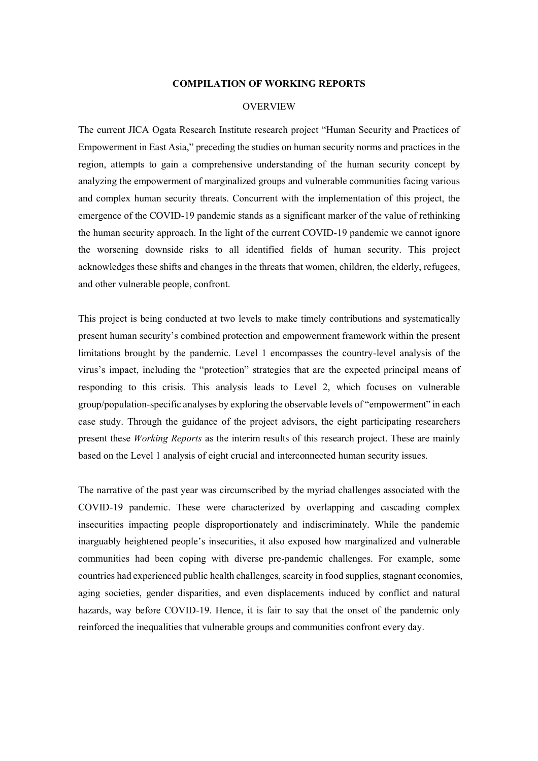**COMPILATION OF WORKING REPORTS**

OVERVIEW

The current JICA Ogata Research Institute research project "Human Security and Practices of Empowerment in East Asia," preceding the studies on human security norms and practices in the region, attempts to gain a comprehensive understanding of the human security concept by analyzing the empowerment of marginalized groups and vulnerable communities facing various and complex human security threats. Concurrent with the implementation of this project, the emergence of the COVID-19 pandemic stands as a significant marker of the value of rethinking the human security approach. In the light of the current COVID-19 pandemic we cannot ignore the worsening downside risks to all identified fields of human security. This project acknowledges these shifts and changes in the threats that women, children, the elderly, refugees, and other vulnerable people, confront.

This project is being conducted at two levels to make timely contributions and systematically present human security's combined protection and empowerment framework within the present limitations brought by the pandemic. Level 1 encompasses the country-level analysis of the virus's impact, including the "protection" strategies that are the expected principal means of responding to this crisis. This analysis leads to Level 2, which focuses on vulnerable group/population-specific analyses by exploring the observable levels of "empowerment" in each case study. Through the guidance of the project advisors, the eight participating researchers present these *Working Reports* as the interim results of this research project. These are mainly based on the Level 1 analysis of eight crucial and interconnected human security issues.

The narrative of the past year was circumscribed by the myriad challenges associated with the COVID-19 pandemic. These were characterized by overlapping and cascading complex insecurities impacting people disproportionately and indiscriminately. While the pandemic inarguably heightened people's insecurities, it also exposed how marginalized and vulnerable communities had been coping with diverse pre-pandemic challenges. For example, some countries had experienced public health challenges, scarcity in food supplies, stagnant economies, aging societies, gender disparities, and even displacements induced by conflict and natural hazards, way before COVID-19. Hence, it is fair to say that the onset of the pandemic only reinforced the inequalities that vulnerable groups and communities confront every day.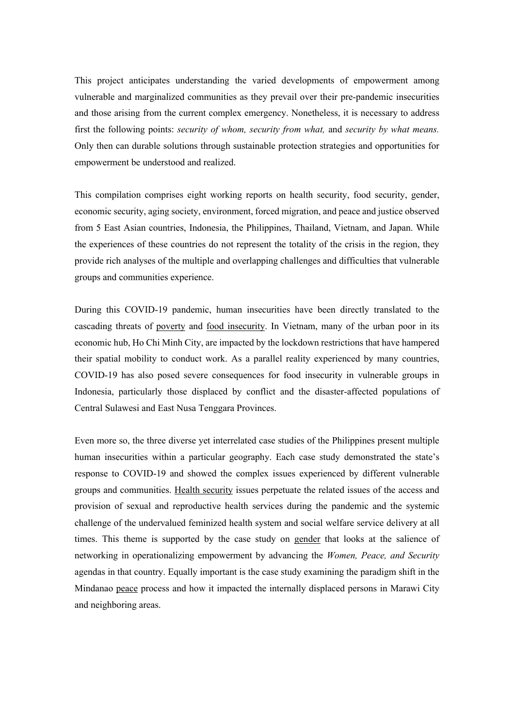This project anticipates understanding the varied developments of empowerment among vulnerable and marginalized communities as they prevail over their pre-pandemic insecurities and those arising from the current complex emergency. Nonetheless, it is necessary to address first the following points: *security of whom, security from what,* and *security by what means.* Only then can durable solutions through sustainable protection strategies and opportunities for empowerment be understood and realized.

This compilation comprises eight working reports on health security, food security, gender, economic security, aging society, environment, forced migration, and peace and justice observed from 5 East Asian countries, Indonesia, the Philippines, Thailand, Vietnam, and Japan. While the experiences of these countries do not represent the totality of the crisis in the region, they provide rich analyses of the multiple and overlapping challenges and difficulties that vulnerable groups and communities experience.

During this COVID-19 pandemic, human insecurities have been directly translated to the cascading threats of <u>poverty</u> and <u>food insecurity</u>. In Vietnam, many of the urban poor in its economic hub, Ho Chi Minh City, are impacted by the lockdown restrictions that have hampered their spatial mobility to conduct work. As a parallel reality experienced by many countries, COVID-19 has also posed severe consequences for food insecurity in vulnerable groups in Indonesia, particularly those displaced by conflict and the disaster-affected populations of Central Sulawesi and East Nusa Tenggara Provinces.

Even more so, the three diverse yet interrelated case studies of the Philippines present multiple human insecurities within a particular geography. Each case study demonstrated the state's response to COVID-19 and showed the complex issues experienced by different vulnerable groups and communities. <u>Health security</u> issues perpetuate the related issues of the access and provision of sexual and reproductive health services during the pandemic and the systemic challenge of the undervalued feminized health system and social welfare service delivery at all times. This theme is supported by the case study on <u>gender</u> that looks at the salience of networking in operationalizing empowerment by advancing the *Women, Peace, and Security* agendas in that country. Equally important is the case study examining the paradigm shift in the Mindanao <u>peace</u> process and how it impacted the internally displaced persons in Marawi City and neighboring areas.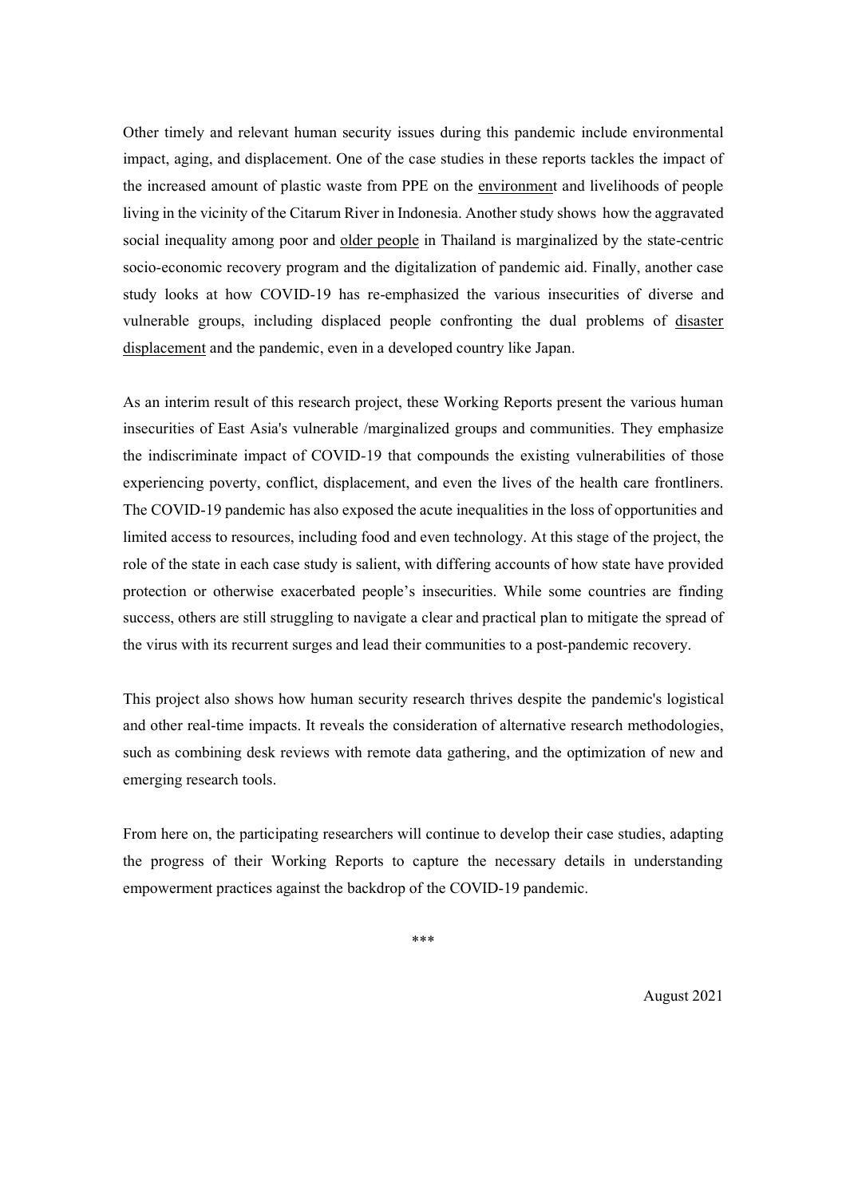Other timely and relevant human security issues during this pandemic include environmental impact, aging, and displacement. One of the case studies in these reports tackles the impact of the increased amount of plastic waste from PPE on the environment and livelihoods of people living in the vicinity of the Citarum River in Indonesia. Another study shows how the aggravated social inequality among poor and older people in Thailand is marginalized by the state-centric socio-economic recovery program and the digitalization of pandemic aid. Finally, another case study looks at how COVID-19 has re-emphasized the various insecurities of diverse and vulnerable groups, including displaced people confronting the dual problems of disaster displacement and the pandemic, even in a developed country like Japan.

As an interim result of this research project, these Working Reports present the various human insecurities of East Asia's vulnerable /marginalized groups and communities. They emphasize the indiscriminate impact of COVID-19 that compounds the existing vulnerabilities of those experiencing poverty, conflict, displacement, and even the lives of the health care frontliners. The COVID-19 pandemic has also exposed the acute inequalities in the loss of opportunities and limited access to resources, including food and even technology. At this stage of the project, the role of the state in each case study is salient, with differing accounts of how state have provided protection or otherwise exacerbated people's insecurities. While some countries are finding success, others are still struggling to navigate a clear and practical plan to mitigate the spread of the virus with its recurrent surges and lead their communities to a post-pandemic recovery.

This project also shows how human security research thrives despite the pandemic's logistical and other real-time impacts. It reveals the consideration of alternative research methodologies, such as combining desk reviews with remote data gathering, and the optimization of new and emerging research tools.

From here on, the participating researchers will continue to develop their case studies, adapting the progress of their Working Reports to capture the necessary details in understanding empowerment practices against the backdrop of the COVID-19 pandemic.

\*\*\*

August 2021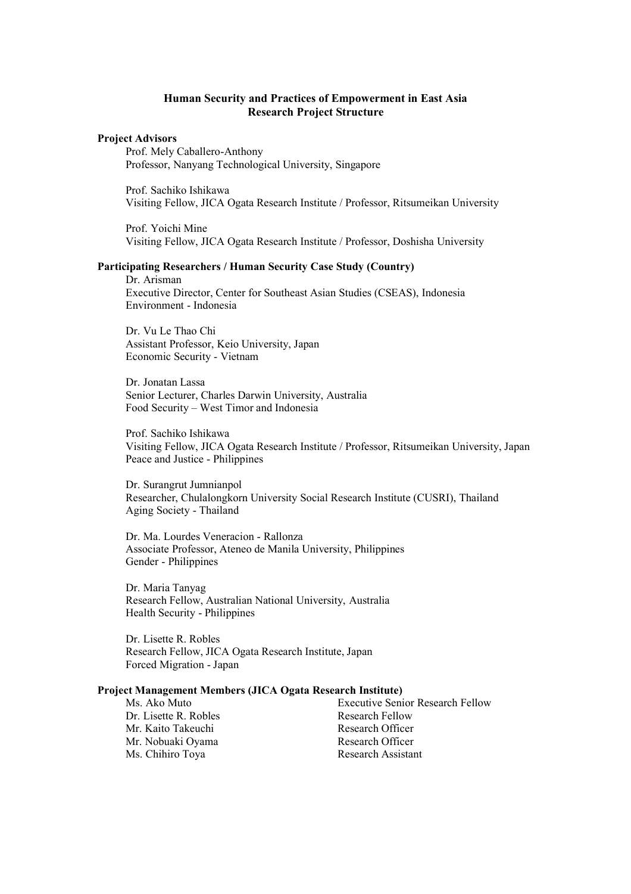# Human Security and Practices of Empowerment in East Asia
## Research Project Structure

**Project Advisors**

Prof. Mely Caballero-Anthony
Professor, Nanyang Technological University, Singapore

Prof. Sachiko Ishikawa
Visiting Fellow, JICA Ogata Research Institute / Professor, Ritsumeikan University

Prof. Yoichi Mine
Visiting Fellow, JICA Ogata Research Institute / Professor, Doshisha University

**Participating Researchers / Human Security Case Study (Country)**

Dr. Arisman
Executive Director, Center for Southeast Asian Studies (CSEAS), Indonesia
Environment - Indonesia

Dr. Vu Le Thao Chi
Assistant Professor, Keio University, Japan
Economic Security - Vietnam

Dr. Jonatan Lassa
Senior Lecturer, Charles Darwin University, Australia
Food Security – West Timor and Indonesia

Prof. Sachiko Ishikawa
Visiting Fellow, JICA Ogata Research Institute / Professor, Ritsumeikan University, Japan
Peace and Justice - Philippines

Dr. Surangrut Jumnianpol
Researcher, Chulalongkorn University Social Research Institute (CUSRI), Thailand
Aging Society - Thailand

Dr. Ma. Lourdes Veneracion - Rallonza
Associate Professor, Ateneo de Manila University, Philippines
Gender - Philippines

Dr. Maria Tanyag
Research Fellow, Australian National University, Australia
Health Security - Philippines

Dr. Lisette R. Robles
Research Fellow, JICA Ogata Research Institute, Japan
Forced Migration - Japan

**Project Management Members (JICA Ogata Research Institute)**

| | |
|---|---|
| Ms. Ako Muto | Executive Senior Research Fellow |
| Dr. Lisette R. Robles | Research Fellow |
| Mr. Kaito Takeuchi | Research Officer |
| Mr. Nobuaki Oyama | Research Officer |
| Ms. Chihiro Toya | Research Assistant |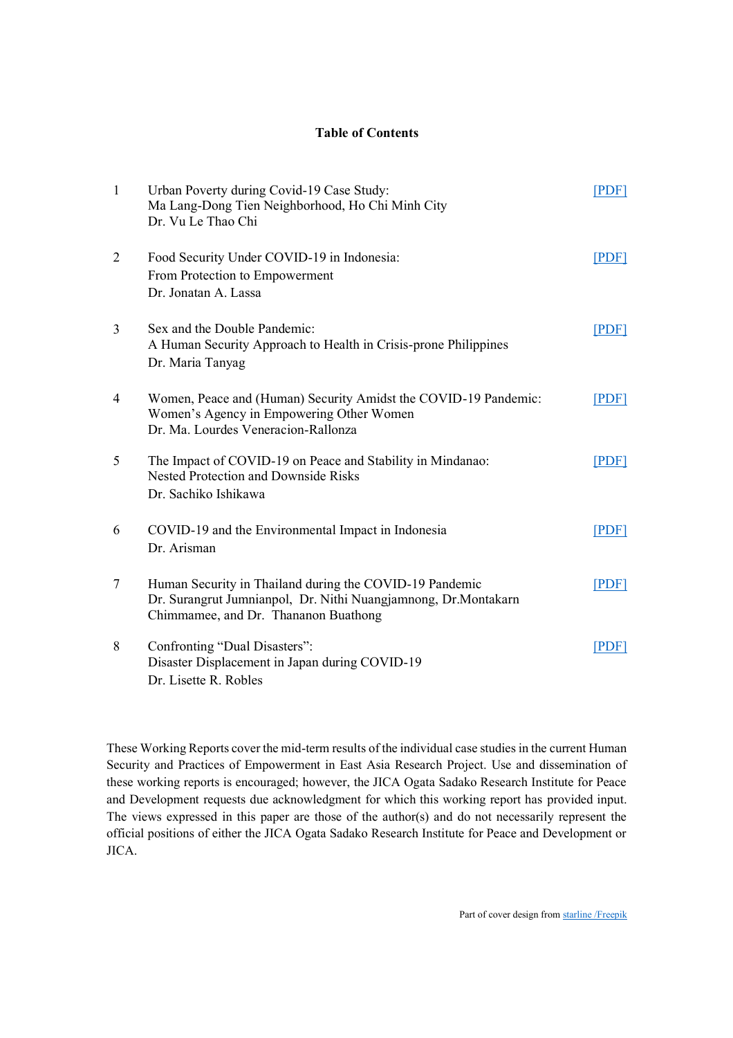# Table of Contents

| | | |
|---|---|---|
| 1 | Urban Poverty during Covid-19 Case Study:<br>Ma Lang-Dong Tien Neighborhood, Ho Chi Minh City<br>Dr. Vu Le Thao Chi | [PDF] |
| 2 | Food Security Under COVID-19 in Indonesia:<br>From Protection to Empowerment<br>Dr. Jonatan A. Lassa | [PDF] |
| 3 | Sex and the Double Pandemic:<br>A Human Security Approach to Health in Crisis-prone Philippines<br>Dr. Maria Tanyag | [PDF] |
| 4 | Women, Peace and (Human) Security Amidst the COVID-19 Pandemic:<br>Women's Agency in Empowering Other Women<br>Dr. Ma. Lourdes Veneracion-Rallonza | [PDF] |
| 5 | The Impact of COVID-19 on Peace and Stability in Mindanao:<br>Nested Protection and Downside Risks<br>Dr. Sachiko Ishikawa | [PDF] |
| 6 | COVID-19 and the Environmental Impact in Indonesia<br>Dr. Arisman | [PDF] |
| 7 | Human Security in Thailand during the COVID-19 Pandemic<br>Dr. Surangrut Jumnianpol, Dr. Nithi Nuangjamnong, Dr.Montakarn Chimmamee, and Dr. Thananon Buathong | [PDF] |
| 8 | Confronting "Dual Disasters":<br>Disaster Displacement in Japan during COVID-19<br>Dr. Lisette R. Robles | [PDF] |

These Working Reports cover the mid-term results of the individual case studies in the current Human Security and Practices of Empowerment in East Asia Research Project. Use and dissemination of these working reports is encouraged; however, the JICA Ogata Sadako Research Institute for Peace and Development requests due acknowledgment for which this working report has provided input. The views expressed in this paper are those of the author(s) and do not necessarily represent the official positions of either the JICA Ogata Sadako Research Institute for Peace and Development or JICA.

Part of cover design from starline /Freepik